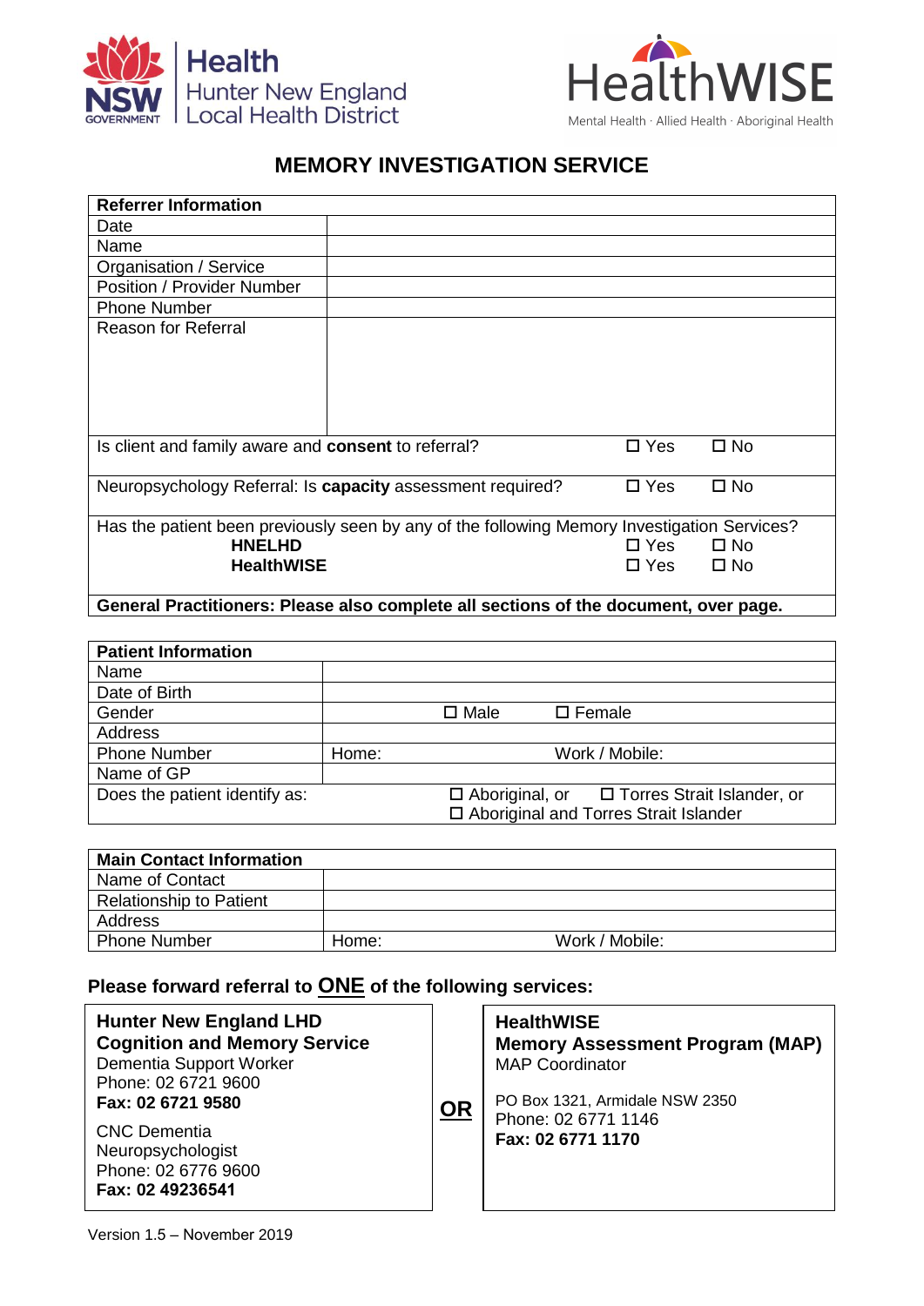Health
Hunter New England
Local Health District

HealthWISE
Mental Health · Allied Health · Aboriginal Health

# MEMORY INVESTIGATION SERVICE

| **Referrer Information** | | | |
|---|---|---|---|
| Date | | | |
| Name | | | |
| Organisation / Service | | | |
| Position / Provider Number | | | |
| Phone Number | | | |
| Reason for Referral | | | |
| Is client and family aware and **consent** to referral? | | ☐ Yes | ☐ No |
| Neuropsychology Referral: Is **capacity** assessment required? | | ☐ Yes | ☐ No |
| Has the patient been previously seen by any of the following Memory Investigation Services? | | | |
| **HNELHD** | | ☐ Yes | ☐ No |
| **HealthWISE** | | ☐ Yes | ☐ No |
| **General Practitioners: Please also complete all sections of the document, over page.** | | | |

| **Patient Information** | | |
|---|---|---|
| Name | | |
| Date of Birth | | |
| Gender | ☐ Male | ☐ Female |
| Address | | |
| Phone Number | Home: | Work / Mobile: |
| Name of GP | | |
| Does the patient identify as: | ☐ Aboriginal, or ☐ Torres Strait Islander, or ☐ Aboriginal and Torres Strait Islander | |

| **Main Contact Information** | | |
|---|---|---|
| Name of Contact | | |
| Relationship to Patient | | |
| Address | | |
| Phone Number | Home: | Work / Mobile: |

### Please forward referral to <u>ONE</u> of the following services:

**Hunter New England LHD**
**Cognition and Memory Service**
Dementia Support Worker
Phone: 02 6721 9600
**Fax: 02 6721 9580**

CNC Dementia
Neuropsychologist
Phone: 02 6776 9600
**Fax: 02 49236541**

**<u>OR</u>**

**HealthWISE**
**Memory Assessment Program (MAP)**
MAP Coordinator

PO Box 1321, Armidale NSW 2350
Phone: 02 6771 1146
**Fax: 02 6771 1170**

Version 1.5 – November 2019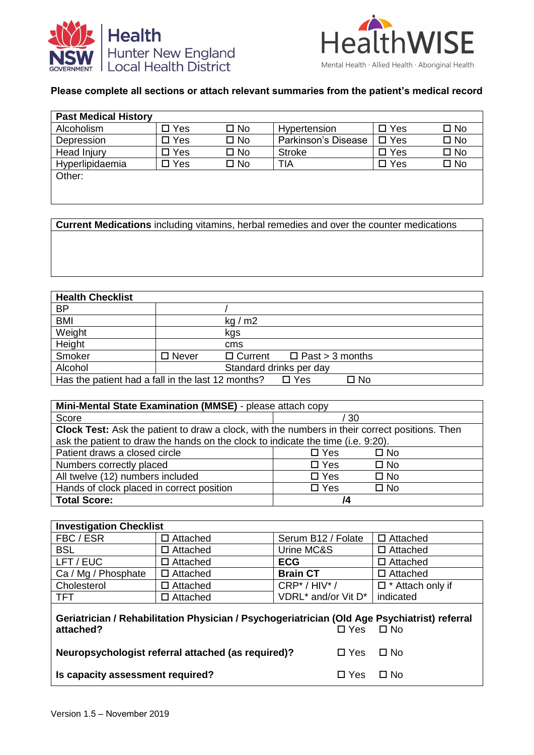**Please complete all sections or attach relevant summaries from the patient's medical record**

| **Past Medical History** | | | | | |
|---|---|---|---|---|---|
| Alcoholism | ☐ Yes | ☐ No | Hypertension | ☐ Yes | ☐ No |
| Depression | ☐ Yes | ☐ No | Parkinson's Disease | ☐ Yes | ☐ No |
| Head Injury | ☐ Yes | ☐ No | Stroke | ☐ Yes | ☐ No |
| Hyperlipidaemia | ☐ Yes | ☐ No | TIA | ☐ Yes | ☐ No |
| Other: | | | | | |

| **Current Medications** including vitamins, herbal remedies and over the counter medications |
|---|
| |

| **Health Checklist** | | | |
|---|---|---|---|
| BP | | / | |
| BMI | | kg / m2 | |
| Weight | | kgs | |
| Height | | cms | |
| Smoker | ☐ Never | ☐ Current | ☐ Past > 3 months |
| Alcohol | | Standard drinks per day | |
| Has the patient had a fall in the last 12 months? | | ☐ Yes | ☐ No |

| **Mini-Mental State Examination (MMSE)** - please attach copy | | |
|---|---|---|
| Score | / 30 | |
| **Clock Test:** Ask the patient to draw a clock, with the numbers in their correct positions. Then ask the patient to draw the hands on the clock to indicate the time (i.e. 9:20). | | |
| Patient draws a closed circle | ☐ Yes | ☐ No |
| Numbers correctly placed | ☐ Yes | ☐ No |
| All twelve (12) numbers included | ☐ Yes | ☐ No |
| Hands of clock placed in correct position | ☐ Yes | ☐ No |
| **Total Score:** | **/4** | |

| **Investigation Checklist** | | | |
|---|---|---|---|
| FBC / ESR | ☐ Attached | Serum B12 / Folate | ☐ Attached |
| BSL | ☐ Attached | Urine MC&S | ☐ Attached |
| LFT / EUC | ☐ Attached | **ECG** | ☐ Attached |
| Ca / Mg / Phosphate | ☐ Attached | **Brain CT** | ☐ Attached |
| Cholesterol | ☐ Attached | CRP* / HIV* / VDRL* and/or Vit D* | ☐ * Attach only if indicated |
| TFT | ☐ Attached | | |

**Geriatrician / Rehabilitation Physician / Psychogeriatrician (Old Age Psychiatrist) referral attached?** ☐ Yes ☐ No

**Neuropsychologist referral attached (as required)?** ☐ Yes ☐ No

**Is capacity assessment required?** ☐ Yes ☐ No

Version 1.5 – November 2019